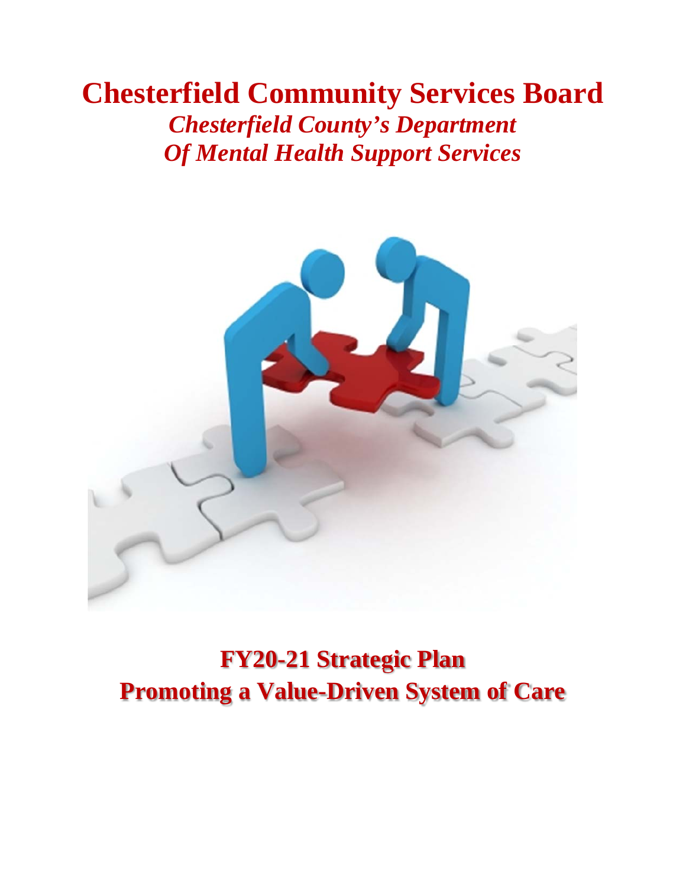# Chesterfield Community Services Board

## *Chesterfield County's Department Of Mental Health Support Services*

## FY20-21 Strategic Plan
## Promoting a Value-Driven System of Care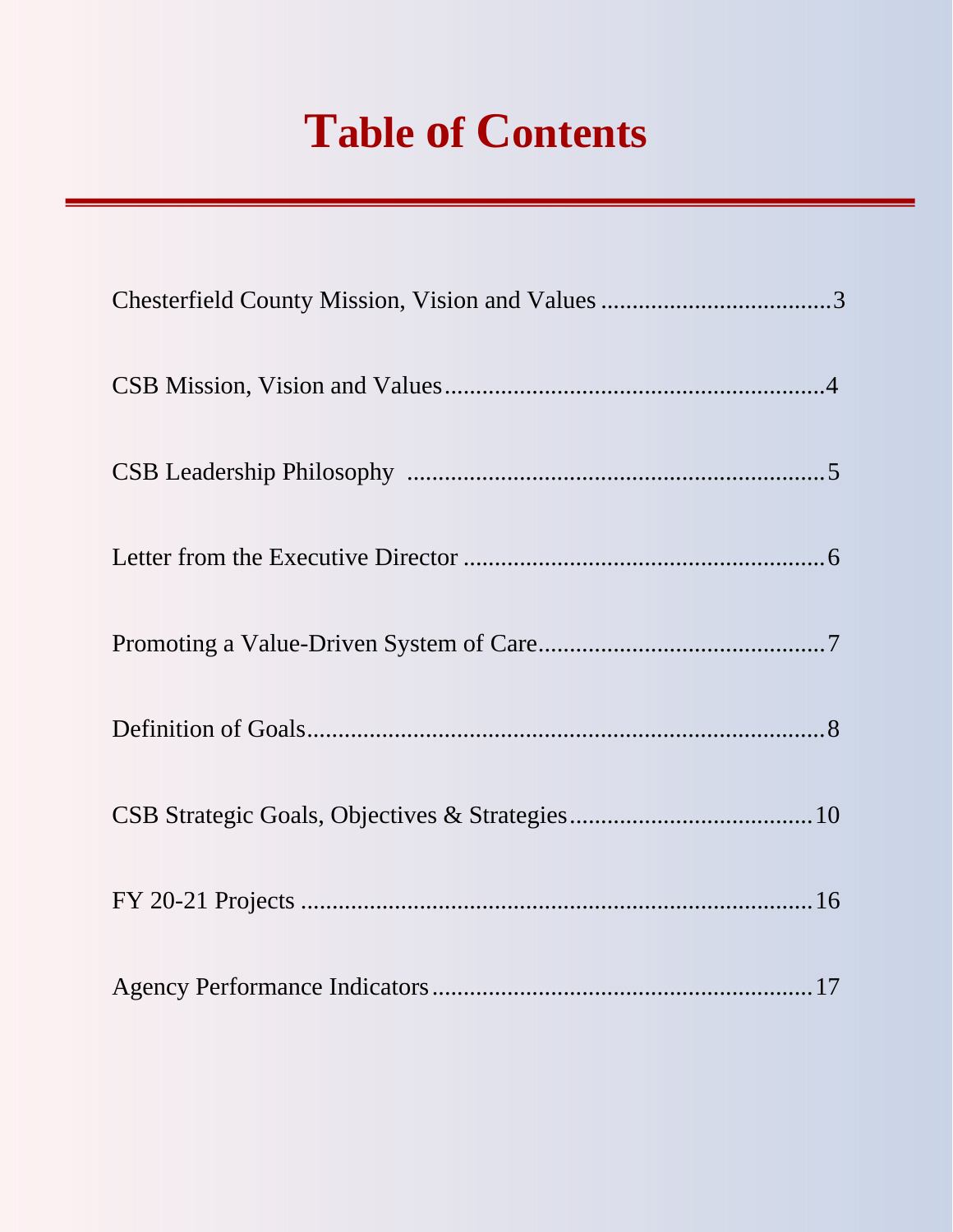# Table of Contents

Chesterfield County Mission, Vision and Values ....................................3

CSB Mission, Vision and Values............................................................4

CSB Leadership Philosophy ..................................................................5

Letter from the Executive Director .........................................................6

Promoting a Value-Driven System of Care.............................................7

Definition of Goals...................................................................................8

CSB Strategic Goals, Objectives & Strategies......................................10

FY 20-21 Projects ..................................................................................16

Agency Performance Indicators.............................................................17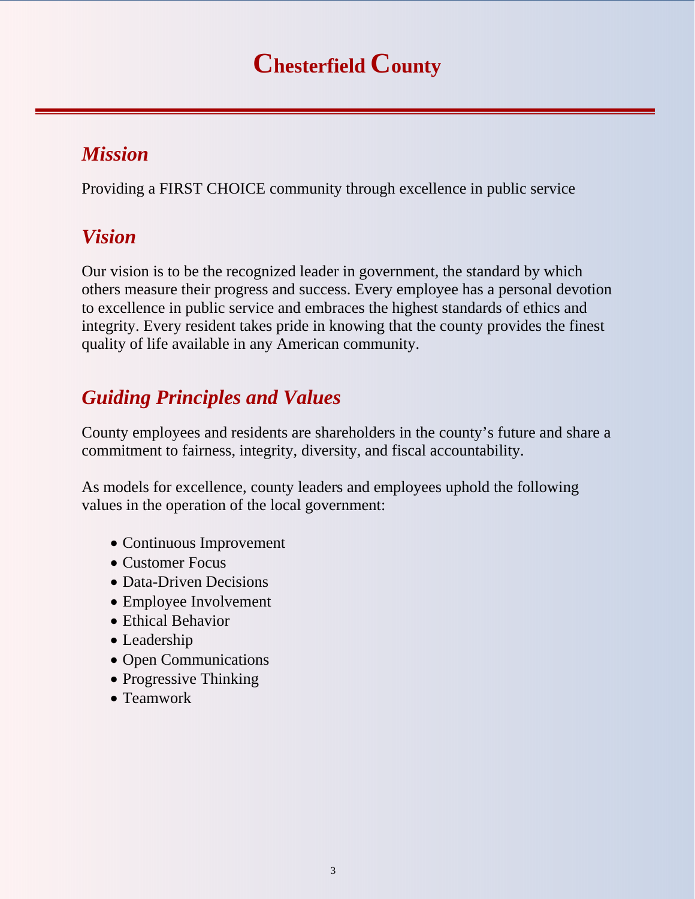# Chesterfield County

## *Mission*

Providing a FIRST CHOICE community through excellence in public service

## *Vision*

Our vision is to be the recognized leader in government, the standard by which others measure their progress and success. Every employee has a personal devotion to excellence in public service and embraces the highest standards of ethics and integrity. Every resident takes pride in knowing that the county provides the finest quality of life available in any American community.

## *Guiding Principles and Values*

County employees and residents are shareholders in the county's future and share a commitment to fairness, integrity, diversity, and fiscal accountability.

As models for excellence, county leaders and employees uphold the following values in the operation of the local government:

- Continuous Improvement
- Customer Focus
- Data-Driven Decisions
- Employee Involvement
- Ethical Behavior
- Leadership
- Open Communications
- Progressive Thinking
- Teamwork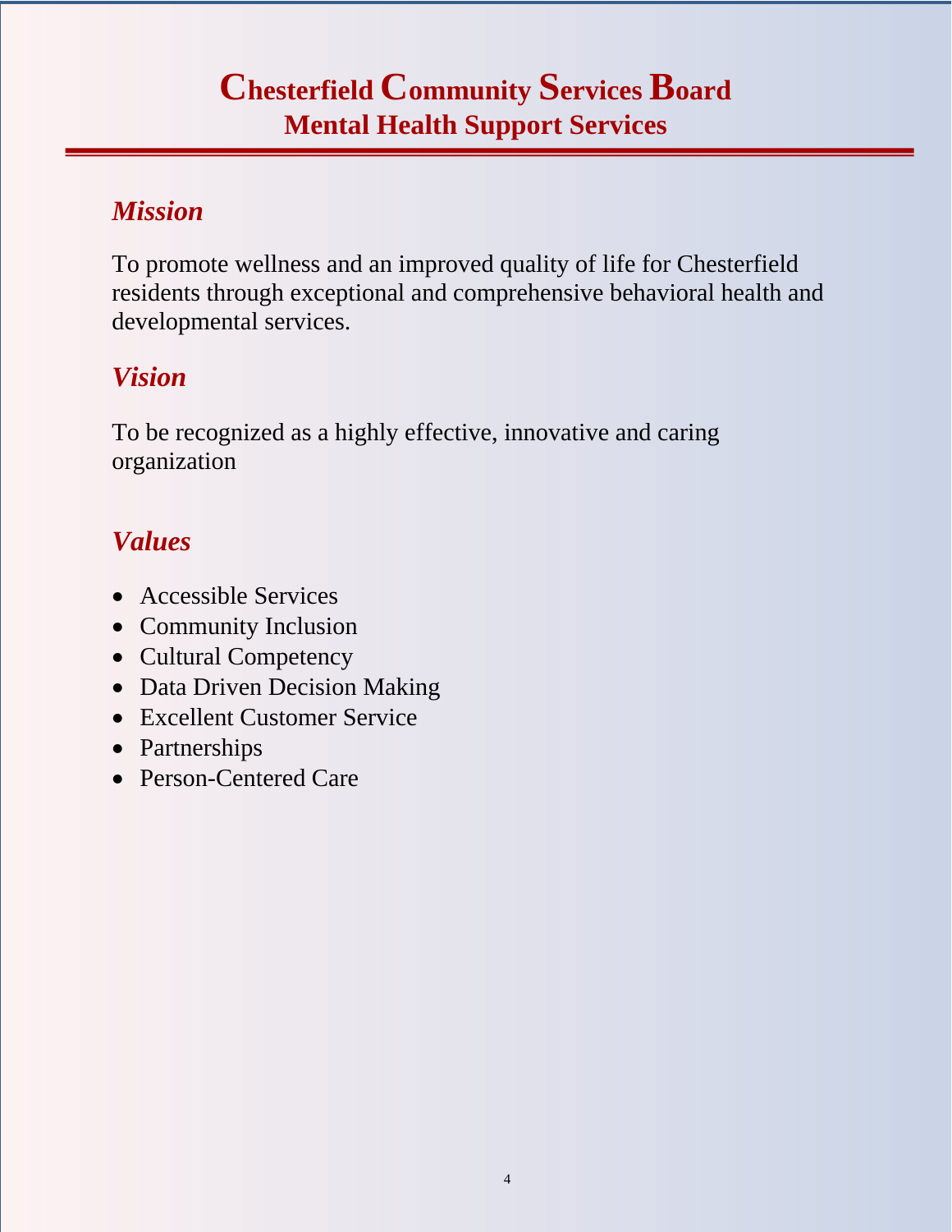# Chesterfield Community Services Board

## Mental Health Support Services

### *Mission*

To promote wellness and an improved quality of life for Chesterfield residents through exceptional and comprehensive behavioral health and developmental services.

### *Vision*

To be recognized as a highly effective, innovative and caring organization

### *Values*

- Accessible Services
- Community Inclusion
- Cultural Competency
- Data Driven Decision Making
- Excellent Customer Service
- Partnerships
- Person-Centered Care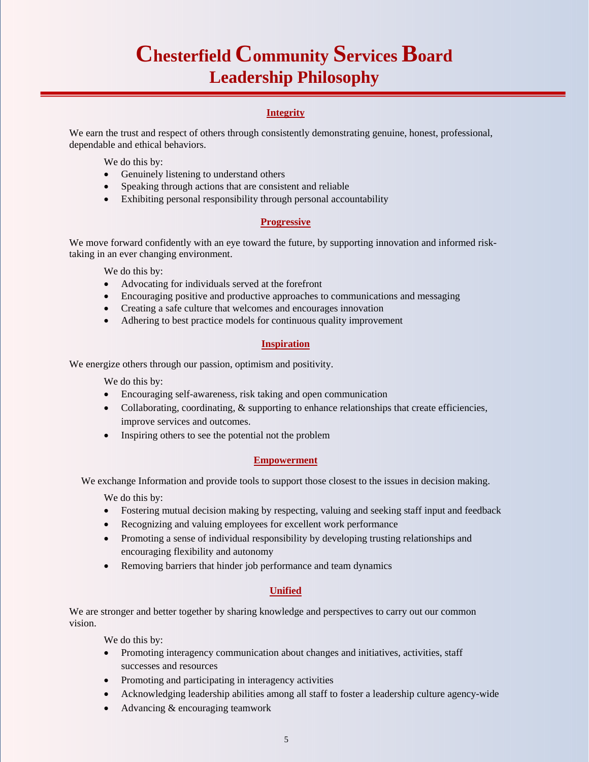# Chesterfield Community Services Board
## Leadership Philosophy

### Integrity

We earn the trust and respect of others through consistently demonstrating genuine, honest, professional, dependable and ethical behaviors.

We do this by:

- Genuinely listening to understand others
- Speaking through actions that are consistent and reliable
- Exhibiting personal responsibility through personal accountability

### Progressive

We move forward confidently with an eye toward the future, by supporting innovation and informed risk-taking in an ever changing environment.

We do this by:

- Advocating for individuals served at the forefront
- Encouraging positive and productive approaches to communications and messaging
- Creating a safe culture that welcomes and encourages innovation
- Adhering to best practice models for continuous quality improvement

### Inspiration

We energize others through our passion, optimism and positivity.

We do this by:

- Encouraging self-awareness, risk taking and open communication
- Collaborating, coordinating, & supporting to enhance relationships that create efficiencies, improve services and outcomes.
- Inspiring others to see the potential not the problem

### Empowerment

We exchange Information and provide tools to support those closest to the issues in decision making.

We do this by:

- Fostering mutual decision making by respecting, valuing and seeking staff input and feedback
- Recognizing and valuing employees for excellent work performance
- Promoting a sense of individual responsibility by developing trusting relationships and encouraging flexibility and autonomy
- Removing barriers that hinder job performance and team dynamics

### Unified

We are stronger and better together by sharing knowledge and perspectives to carry out our common vision.

We do this by:

- Promoting interagency communication about changes and initiatives, activities, staff successes and resources
- Promoting and participating in interagency activities
- Acknowledging leadership abilities among all staff to foster a leadership culture agency-wide
- Advancing & encouraging teamwork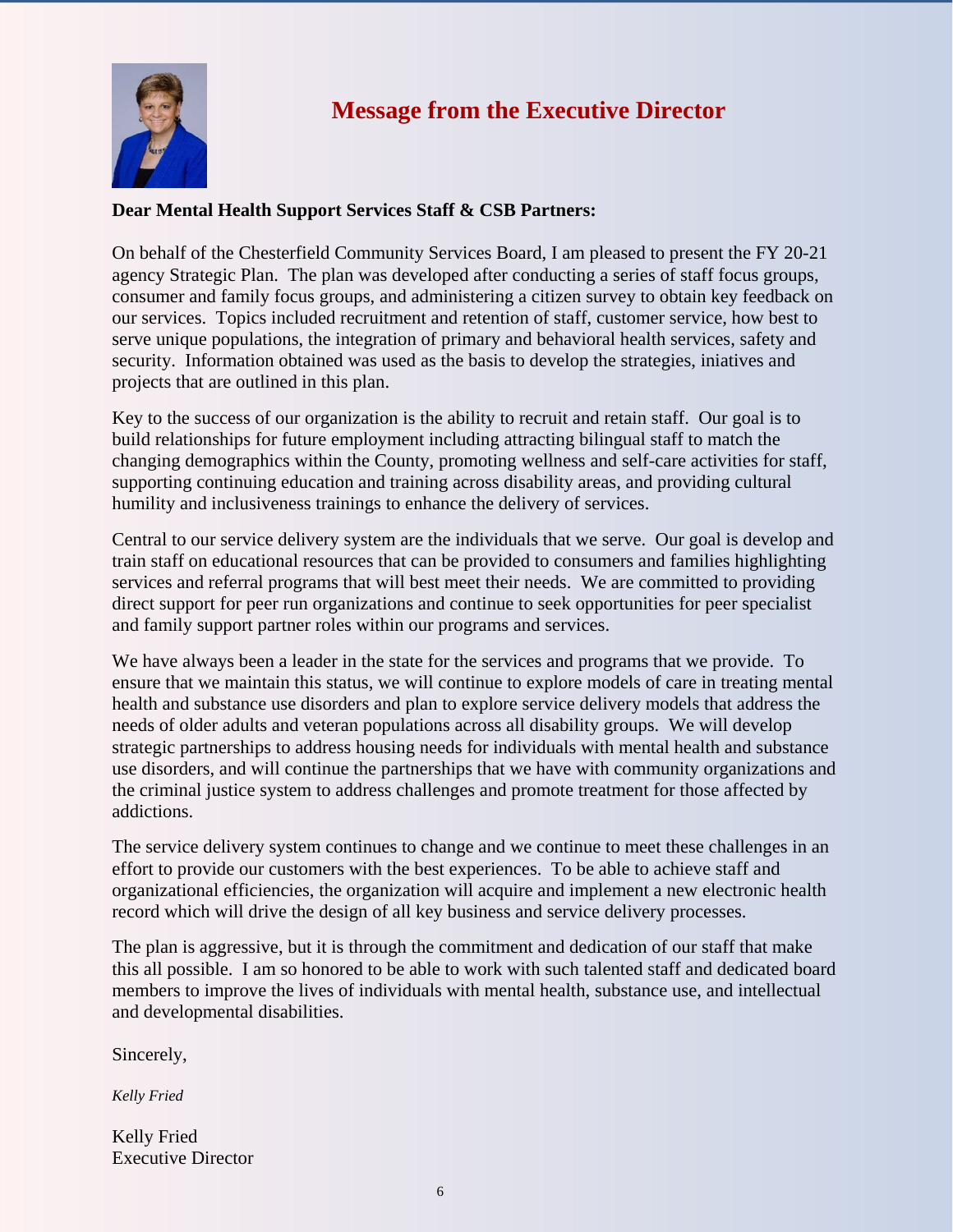## Message from the Executive Director

**Dear Mental Health Support Services Staff & CSB Partners:**

On behalf of the Chesterfield Community Services Board, I am pleased to present the FY 20-21 agency Strategic Plan. The plan was developed after conducting a series of staff focus groups, consumer and family focus groups, and administering a citizen survey to obtain key feedback on our services. Topics included recruitment and retention of staff, customer service, how best to serve unique populations, the integration of primary and behavioral health services, safety and security. Information obtained was used as the basis to develop the strategies, iniatives and projects that are outlined in this plan.

Key to the success of our organization is the ability to recruit and retain staff. Our goal is to build relationships for future employment including attracting bilingual staff to match the changing demographics within the County, promoting wellness and self-care activities for staff, supporting continuing education and training across disability areas, and providing cultural humility and inclusiveness trainings to enhance the delivery of services.

Central to our service delivery system are the individuals that we serve. Our goal is develop and train staff on educational resources that can be provided to consumers and families highlighting services and referral programs that will best meet their needs. We are committed to providing direct support for peer run organizations and continue to seek opportunities for peer specialist and family support partner roles within our programs and services.

We have always been a leader in the state for the services and programs that we provide. To ensure that we maintain this status, we will continue to explore models of care in treating mental health and substance use disorders and plan to explore service delivery models that address the needs of older adults and veteran populations across all disability groups. We will develop strategic partnerships to address housing needs for individuals with mental health and substance use disorders, and will continue the partnerships that we have with community organizations and the criminal justice system to address challenges and promote treatment for those affected by addictions.

The service delivery system continues to change and we continue to meet these challenges in an effort to provide our customers with the best experiences. To be able to achieve staff and organizational efficiencies, the organization will acquire and implement a new electronic health record which will drive the design of all key business and service delivery processes.

The plan is aggressive, but it is through the commitment and dedication of our staff that make this all possible. I am so honored to be able to work with such talented staff and dedicated board members to improve the lives of individuals with mental health, substance use, and intellectual and developmental disabilities.

Sincerely,

*Kelly Fried*

Kelly Fried
Executive Director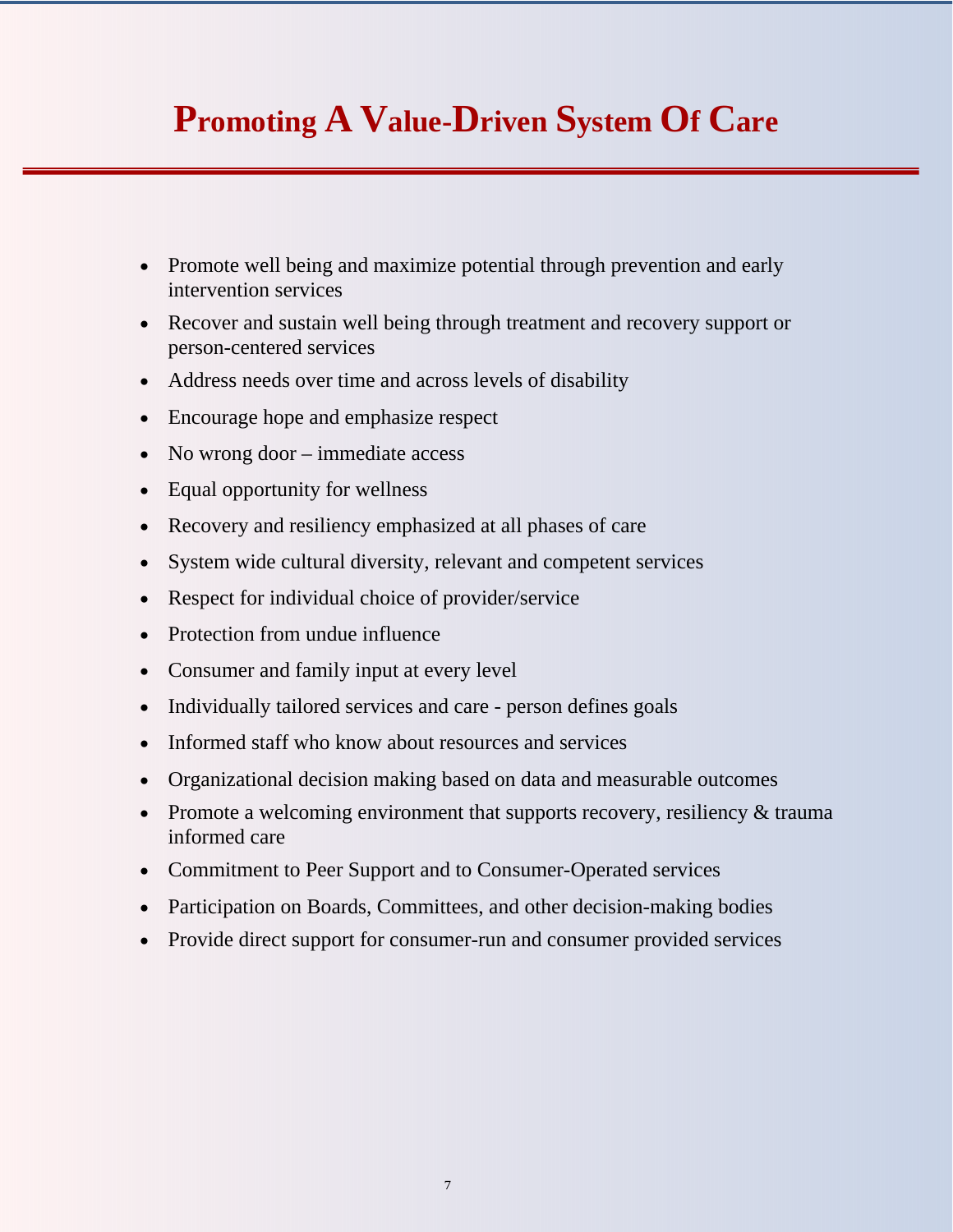# Promoting A Value-Driven System Of Care

- Promote well being and maximize potential through prevention and early intervention services
- Recover and sustain well being through treatment and recovery support or person-centered services
- Address needs over time and across levels of disability
- Encourage hope and emphasize respect
- No wrong door – immediate access
- Equal opportunity for wellness
- Recovery and resiliency emphasized at all phases of care
- System wide cultural diversity, relevant and competent services
- Respect for individual choice of provider/service
- Protection from undue influence
- Consumer and family input at every level
- Individually tailored services and care - person defines goals
- Informed staff who know about resources and services
- Organizational decision making based on data and measurable outcomes
- Promote a welcoming environment that supports recovery, resiliency & trauma informed care
- Commitment to Peer Support and to Consumer-Operated services
- Participation on Boards, Committees, and other decision-making bodies
- Provide direct support for consumer-run and consumer provided services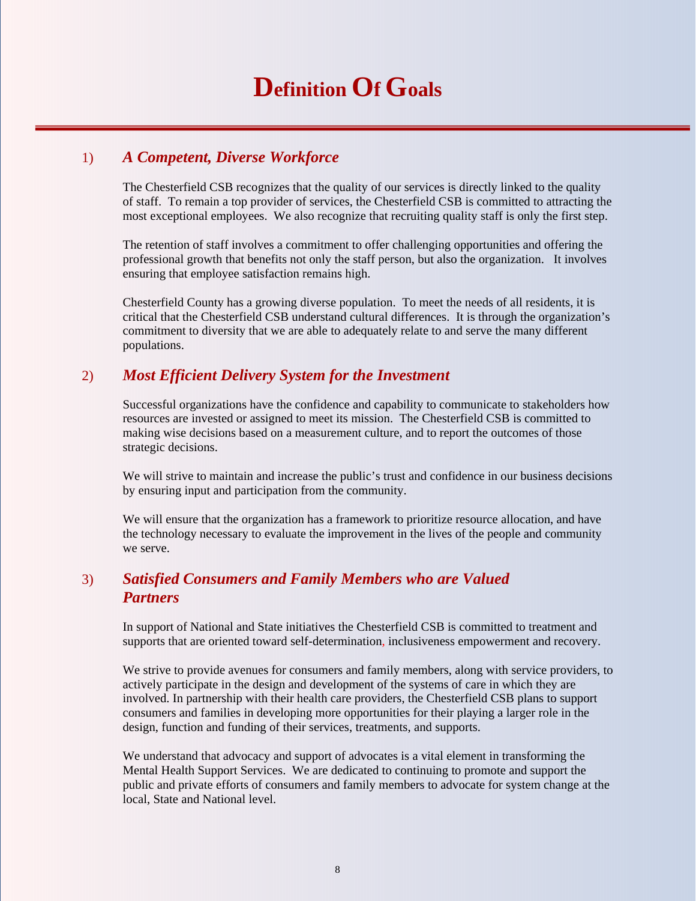# Definition Of Goals

## 1) *A Competent, Diverse Workforce*

The Chesterfield CSB recognizes that the quality of our services is directly linked to the quality of staff. To remain a top provider of services, the Chesterfield CSB is committed to attracting the most exceptional employees. We also recognize that recruiting quality staff is only the first step.

The retention of staff involves a commitment to offer challenging opportunities and offering the professional growth that benefits not only the staff person, but also the organization. It involves ensuring that employee satisfaction remains high.

Chesterfield County has a growing diverse population. To meet the needs of all residents, it is critical that the Chesterfield CSB understand cultural differences. It is through the organization's commitment to diversity that we are able to adequately relate to and serve the many different populations.

## 2) *Most Efficient Delivery System for the Investment*

Successful organizations have the confidence and capability to communicate to stakeholders how resources are invested or assigned to meet its mission. The Chesterfield CSB is committed to making wise decisions based on a measurement culture, and to report the outcomes of those strategic decisions.

We will strive to maintain and increase the public's trust and confidence in our business decisions by ensuring input and participation from the community.

We will ensure that the organization has a framework to prioritize resource allocation, and have the technology necessary to evaluate the improvement in the lives of the people and community we serve.

## 3) *Satisfied Consumers and Family Members who are Valued Partners*

In support of National and State initiatives the Chesterfield CSB is committed to treatment and supports that are oriented toward self-determination, inclusiveness empowerment and recovery.

We strive to provide avenues for consumers and family members, along with service providers, to actively participate in the design and development of the systems of care in which they are involved. In partnership with their health care providers, the Chesterfield CSB plans to support consumers and families in developing more opportunities for their playing a larger role in the design, function and funding of their services, treatments, and supports.

We understand that advocacy and support of advocates is a vital element in transforming the Mental Health Support Services. We are dedicated to continuing to promote and support the public and private efforts of consumers and family members to advocate for system change at the local, State and National level.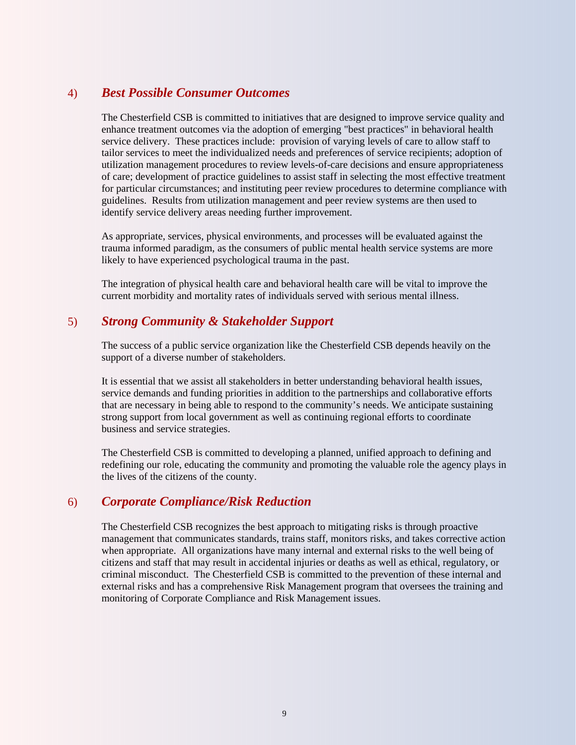## 4) *Best Possible Consumer Outcomes*

The Chesterfield CSB is committed to initiatives that are designed to improve service quality and enhance treatment outcomes via the adoption of emerging "best practices" in behavioral health service delivery. These practices include: provision of varying levels of care to allow staff to tailor services to meet the individualized needs and preferences of service recipients; adoption of utilization management procedures to review levels-of-care decisions and ensure appropriateness of care; development of practice guidelines to assist staff in selecting the most effective treatment for particular circumstances; and instituting peer review procedures to determine compliance with guidelines. Results from utilization management and peer review systems are then used to identify service delivery areas needing further improvement.

As appropriate, services, physical environments, and processes will be evaluated against the trauma informed paradigm, as the consumers of public mental health service systems are more likely to have experienced psychological trauma in the past.

The integration of physical health care and behavioral health care will be vital to improve the current morbidity and mortality rates of individuals served with serious mental illness.

## 5) *Strong Community & Stakeholder Support*

The success of a public service organization like the Chesterfield CSB depends heavily on the support of a diverse number of stakeholders.

It is essential that we assist all stakeholders in better understanding behavioral health issues, service demands and funding priorities in addition to the partnerships and collaborative efforts that are necessary in being able to respond to the community's needs. We anticipate sustaining strong support from local government as well as continuing regional efforts to coordinate business and service strategies.

The Chesterfield CSB is committed to developing a planned, unified approach to defining and redefining our role, educating the community and promoting the valuable role the agency plays in the lives of the citizens of the county.

## 6) *Corporate Compliance/Risk Reduction*

The Chesterfield CSB recognizes the best approach to mitigating risks is through proactive management that communicates standards, trains staff, monitors risks, and takes corrective action when appropriate. All organizations have many internal and external risks to the well being of citizens and staff that may result in accidental injuries or deaths as well as ethical, regulatory, or criminal misconduct. The Chesterfield CSB is committed to the prevention of these internal and external risks and has a comprehensive Risk Management program that oversees the training and monitoring of Corporate Compliance and Risk Management issues.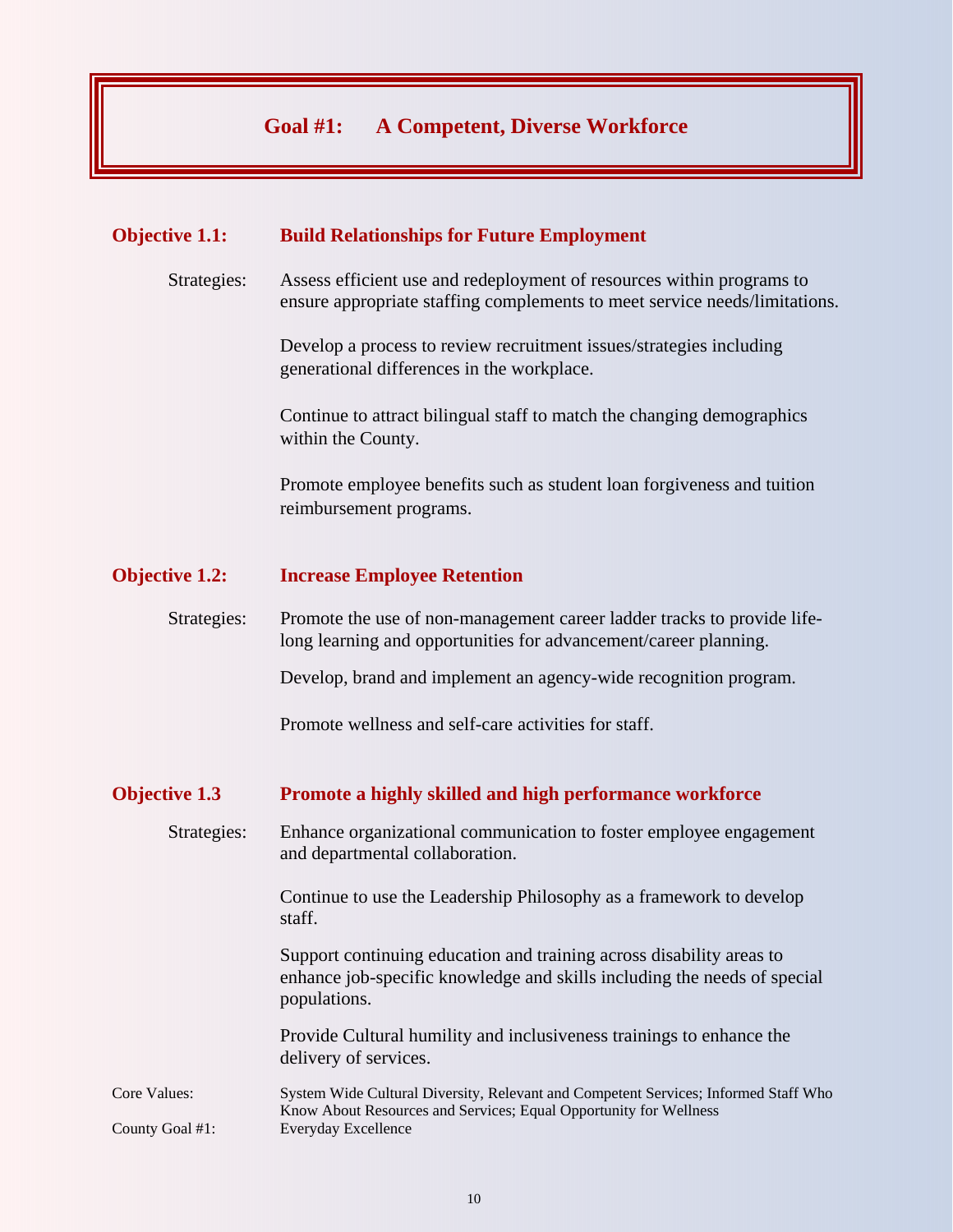# Goal #1: A Competent, Diverse Workforce

## Objective 1.1: Build Relationships for Future Employment

Strategies:

Assess efficient use and redeployment of resources within programs to ensure appropriate staffing complements to meet service needs/limitations.

Develop a process to review recruitment issues/strategies including generational differences in the workplace.

Continue to attract bilingual staff to match the changing demographics within the County.

Promote employee benefits such as student loan forgiveness and tuition reimbursement programs.

## Objective 1.2: Increase Employee Retention

Strategies:

Promote the use of non-management career ladder tracks to provide life-long learning and opportunities for advancement/career planning.

Develop, brand and implement an agency-wide recognition program.

Promote wellness and self-care activities for staff.

## Objective 1.3 Promote a highly skilled and high performance workforce

Strategies:

Enhance organizational communication to foster employee engagement and departmental collaboration.

Continue to use the Leadership Philosophy as a framework to develop staff.

Support continuing education and training across disability areas to enhance job-specific knowledge and skills including the needs of special populations.

Provide Cultural humility and inclusiveness trainings to enhance the delivery of services.

Core Values: System Wide Cultural Diversity, Relevant and Competent Services; Informed Staff Who Know About Resources and Services; Equal Opportunity for Wellness

County Goal #1: Everyday Excellence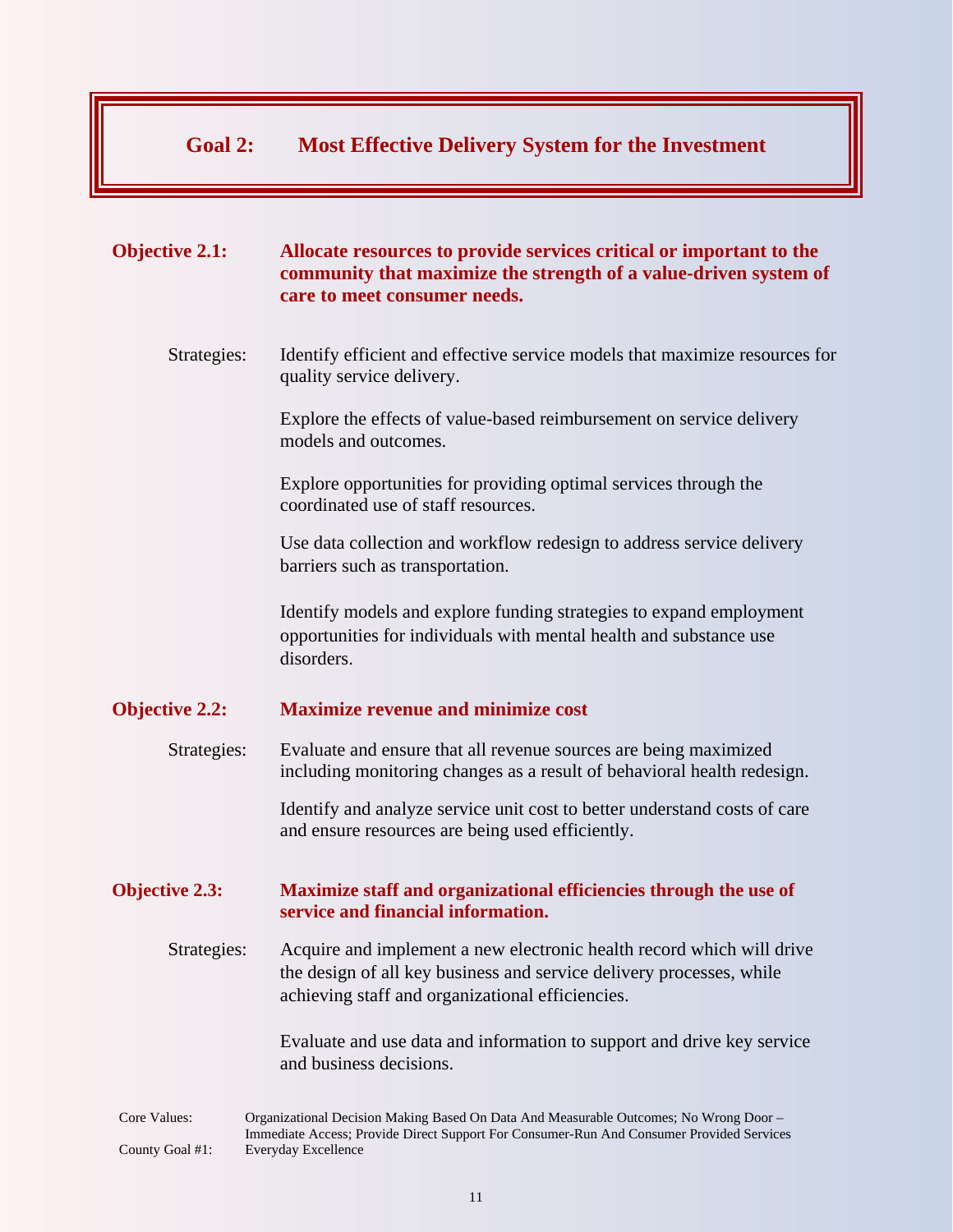# Goal 2: Most Effective Delivery System for the Investment

## Objective 2.1: Allocate resources to provide services critical or important to the community that maximize the strength of a value-driven system of care to meet consumer needs.

Strategies:

Identify efficient and effective service models that maximize resources for quality service delivery.

Explore the effects of value-based reimbursement on service delivery models and outcomes.

Explore opportunities for providing optimal services through the coordinated use of staff resources.

Use data collection and workflow redesign to address service delivery barriers such as transportation.

Identify models and explore funding strategies to expand employment opportunities for individuals with mental health and substance use disorders.

## Objective 2.2: Maximize revenue and minimize cost

Strategies:

Evaluate and ensure that all revenue sources are being maximized including monitoring changes as a result of behavioral health redesign.

Identify and analyze service unit cost to better understand costs of care and ensure resources are being used efficiently.

## Objective 2.3: Maximize staff and organizational efficiencies through the use of service and financial information.

Strategies:

Acquire and implement a new electronic health record which will drive the design of all key business and service delivery processes, while achieving staff and organizational efficiencies.

Evaluate and use data and information to support and drive key service and business decisions.

Core Values: Organizational Decision Making Based On Data And Measurable Outcomes; No Wrong Door – Immediate Access; Provide Direct Support For Consumer-Run And Consumer Provided Services

County Goal #1: Everyday Excellence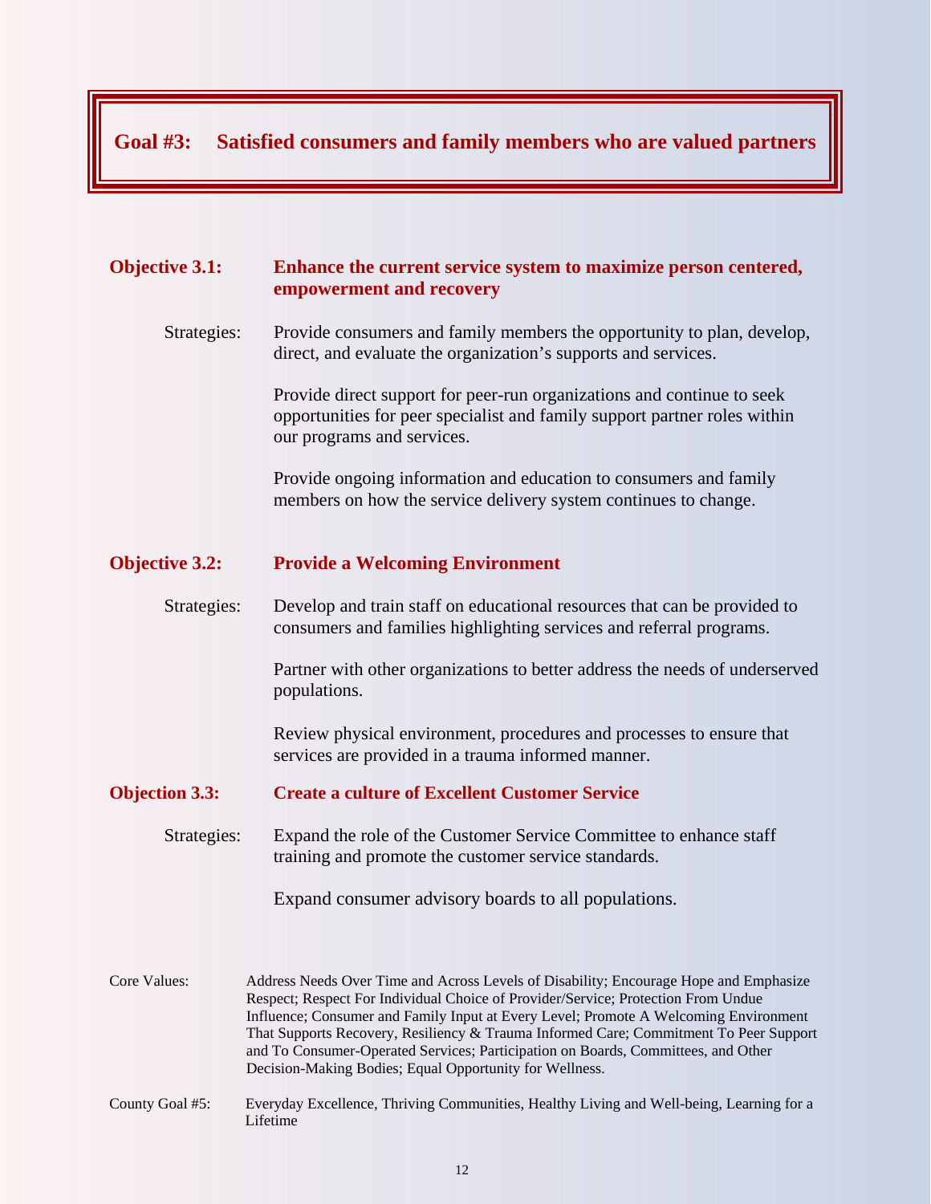## Goal #3: Satisfied consumers and family members who are valued partners

### Objective 3.1: Enhance the current service system to maximize person centered, empowerment and recovery

Strategies:

Provide consumers and family members the opportunity to plan, develop, direct, and evaluate the organization's supports and services.

Provide direct support for peer-run organizations and continue to seek opportunities for peer specialist and family support partner roles within our programs and services.

Provide ongoing information and education to consumers and family members on how the service delivery system continues to change.

### Objective 3.2: Provide a Welcoming Environment

Strategies:

Develop and train staff on educational resources that can be provided to consumers and families highlighting services and referral programs.

Partner with other organizations to better address the needs of underserved populations.

Review physical environment, procedures and processes to ensure that services are provided in a trauma informed manner.

### Objection 3.3: Create a culture of Excellent Customer Service

Strategies:

Expand the role of the Customer Service Committee to enhance staff training and promote the customer service standards.

Expand consumer advisory boards to all populations.

Core Values: Address Needs Over Time and Across Levels of Disability; Encourage Hope and Emphasize Respect; Respect For Individual Choice of Provider/Service; Protection From Undue Influence; Consumer and Family Input at Every Level; Promote A Welcoming Environment That Supports Recovery, Resiliency & Trauma Informed Care; Commitment To Peer Support and To Consumer-Operated Services; Participation on Boards, Committees, and Other Decision-Making Bodies; Equal Opportunity for Wellness.

County Goal #5: Everyday Excellence, Thriving Communities, Healthy Living and Well-being, Learning for a Lifetime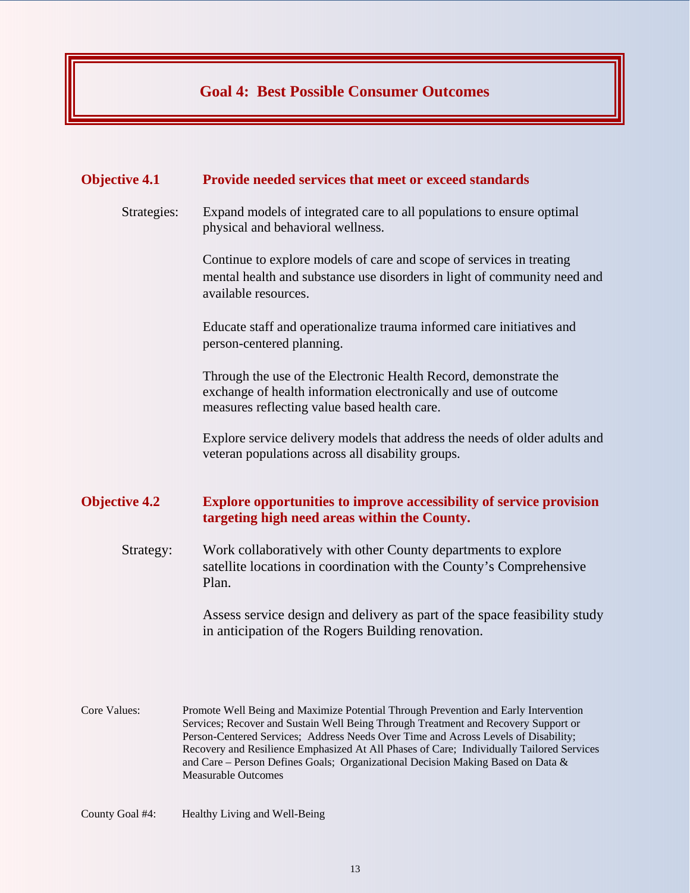# Goal 4: Best Possible Consumer Outcomes

## Objective 4.1 Provide needed services that meet or exceed standards

Strategies:

Expand models of integrated care to all populations to ensure optimal physical and behavioral wellness.

Continue to explore models of care and scope of services in treating mental health and substance use disorders in light of community need and available resources.

Educate staff and operationalize trauma informed care initiatives and person-centered planning.

Through the use of the Electronic Health Record, demonstrate the exchange of health information electronically and use of outcome measures reflecting value based health care.

Explore service delivery models that address the needs of older adults and veteran populations across all disability groups.

## Objective 4.2 Explore opportunities to improve accessibility of service provision targeting high need areas within the County.

Strategy:

Work collaboratively with other County departments to explore satellite locations in coordination with the County's Comprehensive Plan.

Assess service design and delivery as part of the space feasibility study in anticipation of the Rogers Building renovation.

Core Values: Promote Well Being and Maximize Potential Through Prevention and Early Intervention Services; Recover and Sustain Well Being Through Treatment and Recovery Support or Person-Centered Services; Address Needs Over Time and Across Levels of Disability; Recovery and Resilience Emphasized At All Phases of Care; Individually Tailored Services and Care – Person Defines Goals; Organizational Decision Making Based on Data & Measurable Outcomes

County Goal #4: Healthy Living and Well-Being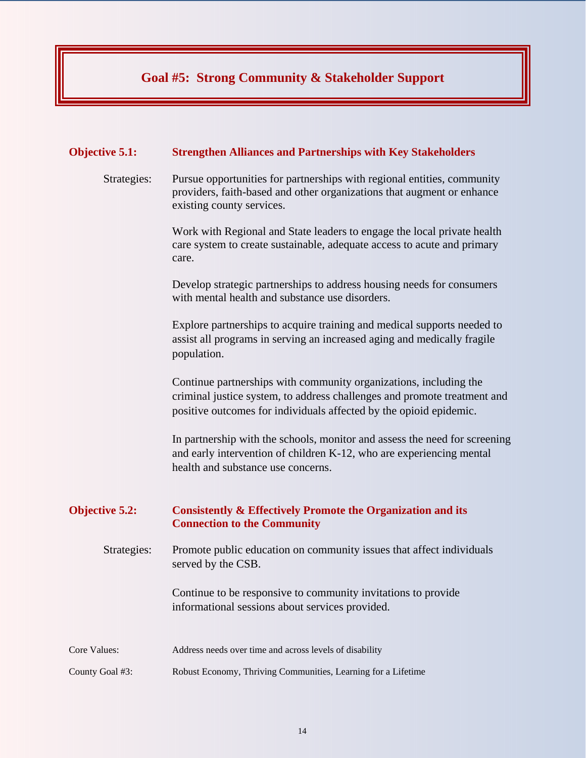# Goal #5: Strong Community & Stakeholder Support

## Objective 5.1: Strengthen Alliances and Partnerships with Key Stakeholders

Strategies:

Pursue opportunities for partnerships with regional entities, community providers, faith-based and other organizations that augment or enhance existing county services.

Work with Regional and State leaders to engage the local private health care system to create sustainable, adequate access to acute and primary care.

Develop strategic partnerships to address housing needs for consumers with mental health and substance use disorders.

Explore partnerships to acquire training and medical supports needed to assist all programs in serving an increased aging and medically fragile population.

Continue partnerships with community organizations, including the criminal justice system, to address challenges and promote treatment and positive outcomes for individuals affected by the opioid epidemic.

In partnership with the schools, monitor and assess the need for screening and early intervention of children K-12, who are experiencing mental health and substance use concerns.

## Objective 5.2: Consistently & Effectively Promote the Organization and its Connection to the Community

Strategies:

Promote public education on community issues that affect individuals served by the CSB.

Continue to be responsive to community invitations to provide informational sessions about services provided.

Core Values: Address needs over time and across levels of disability

County Goal #3: Robust Economy, Thriving Communities, Learning for a Lifetime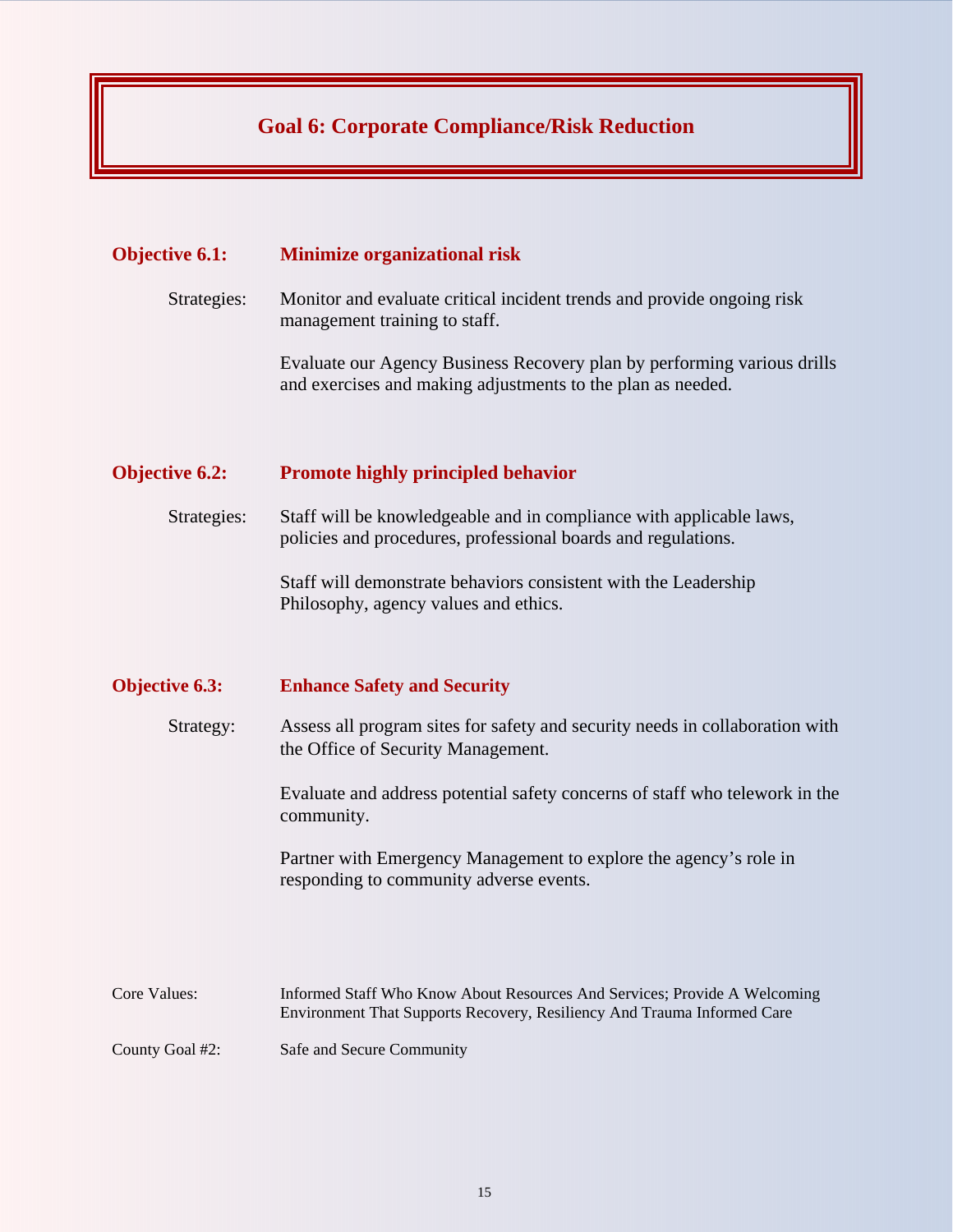## Goal 6: Corporate Compliance/Risk Reduction

**Objective 6.1: Minimize organizational risk**

Strategies:

Monitor and evaluate critical incident trends and provide ongoing risk management training to staff.

Evaluate our Agency Business Recovery plan by performing various drills and exercises and making adjustments to the plan as needed.

**Objective 6.2: Promote highly principled behavior**

Strategies:

Staff will be knowledgeable and in compliance with applicable laws, policies and procedures, professional boards and regulations.

Staff will demonstrate behaviors consistent with the Leadership Philosophy, agency values and ethics.

**Objective 6.3: Enhance Safety and Security**

Strategy:

Assess all program sites for safety and security needs in collaboration with the Office of Security Management.

Evaluate and address potential safety concerns of staff who telework in the community.

Partner with Emergency Management to explore the agency's role in responding to community adverse events.

Core Values: Informed Staff Who Know About Resources And Services; Provide A Welcoming Environment That Supports Recovery, Resiliency And Trauma Informed Care

County Goal #2: Safe and Secure Community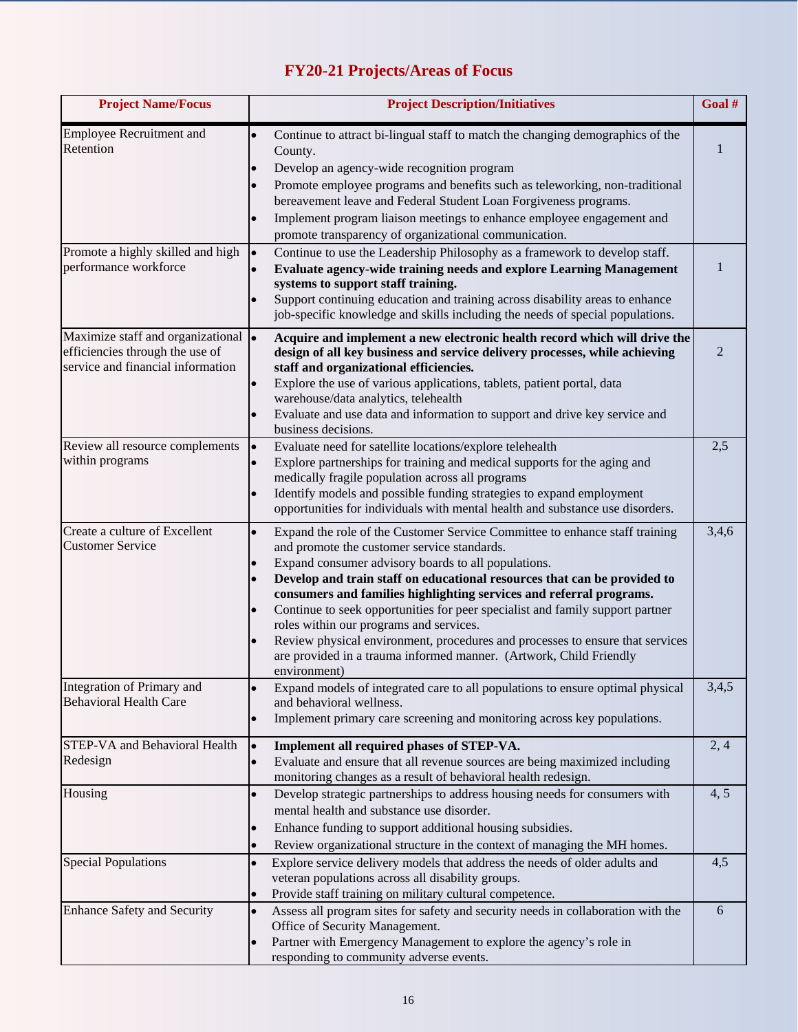# FY20-21 Projects/Areas of Focus

| Project Name/Focus | Project Description/Initiatives | Goal # |
|---|---|---|
| Employee Recruitment and Retention | • Continue to attract bi-lingual staff to match the changing demographics of the County.<br>• Develop an agency-wide recognition program<br>• Promote employee programs and benefits such as teleworking, non-traditional bereavement leave and Federal Student Loan Forgiveness programs.<br>• Implement program liaison meetings to enhance employee engagement and promote transparency of organizational communication. | 1 |
| Promote a highly skilled and high performance workforce | • Continue to use the Leadership Philosophy as a framework to develop staff.<br>• **Evaluate agency-wide training needs and explore Learning Management systems to support staff training.**<br>• Support continuing education and training across disability areas to enhance job-specific knowledge and skills including the needs of special populations. | 1 |
| Maximize staff and organizational efficiencies through the use of service and financial information | • **Acquire and implement a new electronic health record which will drive the design of all key business and service delivery processes, while achieving staff and organizational efficiencies.**<br>• Explore the use of various applications, tablets, patient portal, data warehouse/data analytics, telehealth<br>• Evaluate and use data and information to support and drive key service and business decisions. | 2 |
| Review all resource complements within programs | • Evaluate need for satellite locations/explore telehealth<br>• Explore partnerships for training and medical supports for the aging and medically fragile population across all programs<br>• Identify models and possible funding strategies to expand employment opportunities for individuals with mental health and substance use disorders. | 2,5 |
| Create a culture of Excellent Customer Service | • Expand the role of the Customer Service Committee to enhance staff training and promote the customer service standards.<br>• Expand consumer advisory boards to all populations.<br>• **Develop and train staff on educational resources that can be provided to consumers and families highlighting services and referral programs.**<br>• Continue to seek opportunities for peer specialist and family support partner roles within our programs and services.<br>• Review physical environment, procedures and processes to ensure that services are provided in a trauma informed manner. (Artwork, Child Friendly environment) | 3,4,6 |
| Integration of Primary and Behavioral Health Care | • Expand models of integrated care to all populations to ensure optimal physical and behavioral wellness.<br>• Implement primary care screening and monitoring across key populations. | 3,4,5 |
| STEP-VA and Behavioral Health Redesign | • **Implement all required phases of STEP-VA.**<br>• Evaluate and ensure that all revenue sources are being maximized including monitoring changes as a result of behavioral health redesign. | 2, 4 |
| Housing | • Develop strategic partnerships to address housing needs for consumers with mental health and substance use disorder.<br>• Enhance funding to support additional housing subsidies.<br>• Review organizational structure in the context of managing the MH homes. | 4, 5 |
| Special Populations | • Explore service delivery models that address the needs of older adults and veteran populations across all disability groups.<br>• Provide staff training on military cultural competence. | 4,5 |
| Enhance Safety and Security | • Assess all program sites for safety and security needs in collaboration with the Office of Security Management.<br>• Partner with Emergency Management to explore the agency's role in responding to community adverse events. | 6 |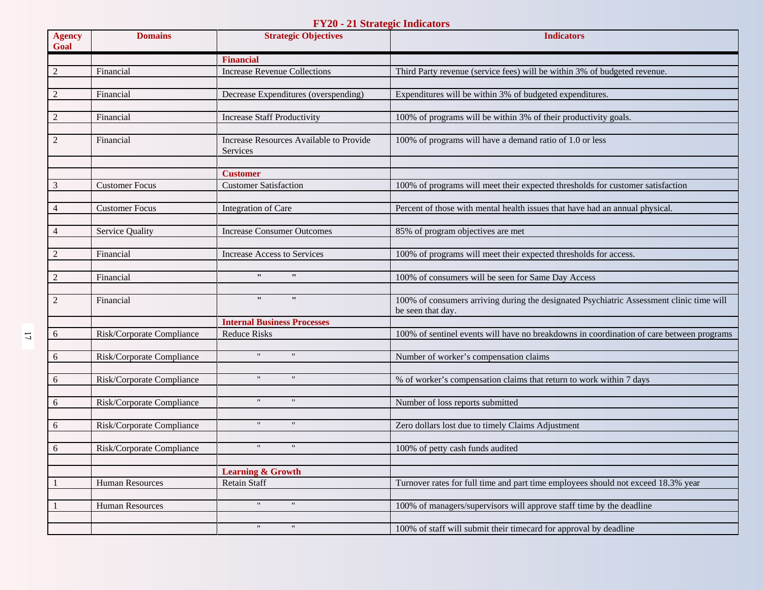# FY20 - 21 Strategic Indicators

| Agency Goal | Domains | Strategic Objectives | Indicators |
|---|---|---|---|
| | | **Financial** | |
| 2 | Financial | Increase Revenue Collections | Third Party revenue (service fees) will be within 3% of budgeted revenue. |
| | | | |
| 2 | Financial | Decrease Expenditures (overspending) | Expenditures will be within 3% of budgeted expenditures. |
| | | | |
| 2 | Financial | Increase Staff Productivity | 100% of programs will be within 3% of their productivity goals. |
| | | | |
| 2 | Financial | Increase Resources Available to Provide Services | 100% of programs will have a demand ratio of 1.0 or less |
| | | | |
| | | **Customer** | |
| 3 | Customer Focus | Customer Satisfaction | 100% of programs will meet their expected thresholds for customer satisfaction |
| | | | |
| 4 | Customer Focus | Integration of Care | Percent of those with mental health issues that have had an annual physical. |
| | | | |
| 4 | Service Quality | Increase Consumer Outcomes | 85% of program objectives are met |
| | | | |
| 2 | Financial | Increase Access to Services | 100% of programs will meet their expected thresholds for access. |
| | | | |
| 2 | Financial | " " | 100% of consumers will be seen for Same Day Access |
| | | | |
| 2 | Financial | " " | 100% of consumers arriving during the designated Psychiatric Assessment clinic time will be seen that day. |
| | | **Internal Business Processes** | |
| 6 | Risk/Corporate Compliance | Reduce Risks | 100% of sentinel events will have no breakdowns in coordination of care between programs |
| | | | |
| 6 | Risk/Corporate Compliance | " " | Number of worker's compensation claims |
| | | | |
| 6 | Risk/Corporate Compliance | " " | % of worker's compensation claims that return to work within 7 days |
| | | | |
| 6 | Risk/Corporate Compliance | " " | Number of loss reports submitted |
| | | | |
| 6 | Risk/Corporate Compliance | " " | Zero dollars lost due to timely Claims Adjustment |
| | | | |
| 6 | Risk/Corporate Compliance | " " | 100% of petty cash funds audited |
| | | | |
| | | **Learning & Growth** | |
| 1 | Human Resources | Retain Staff | Turnover rates for full time and part time employees should not exceed 18.3% year |
| | | | |
| 1 | Human Resources | " " | 100% of managers/supervisors will approve staff time by the deadline |
| | | | |
| | | " " | 100% of staff will submit their timecard for approval by deadline |